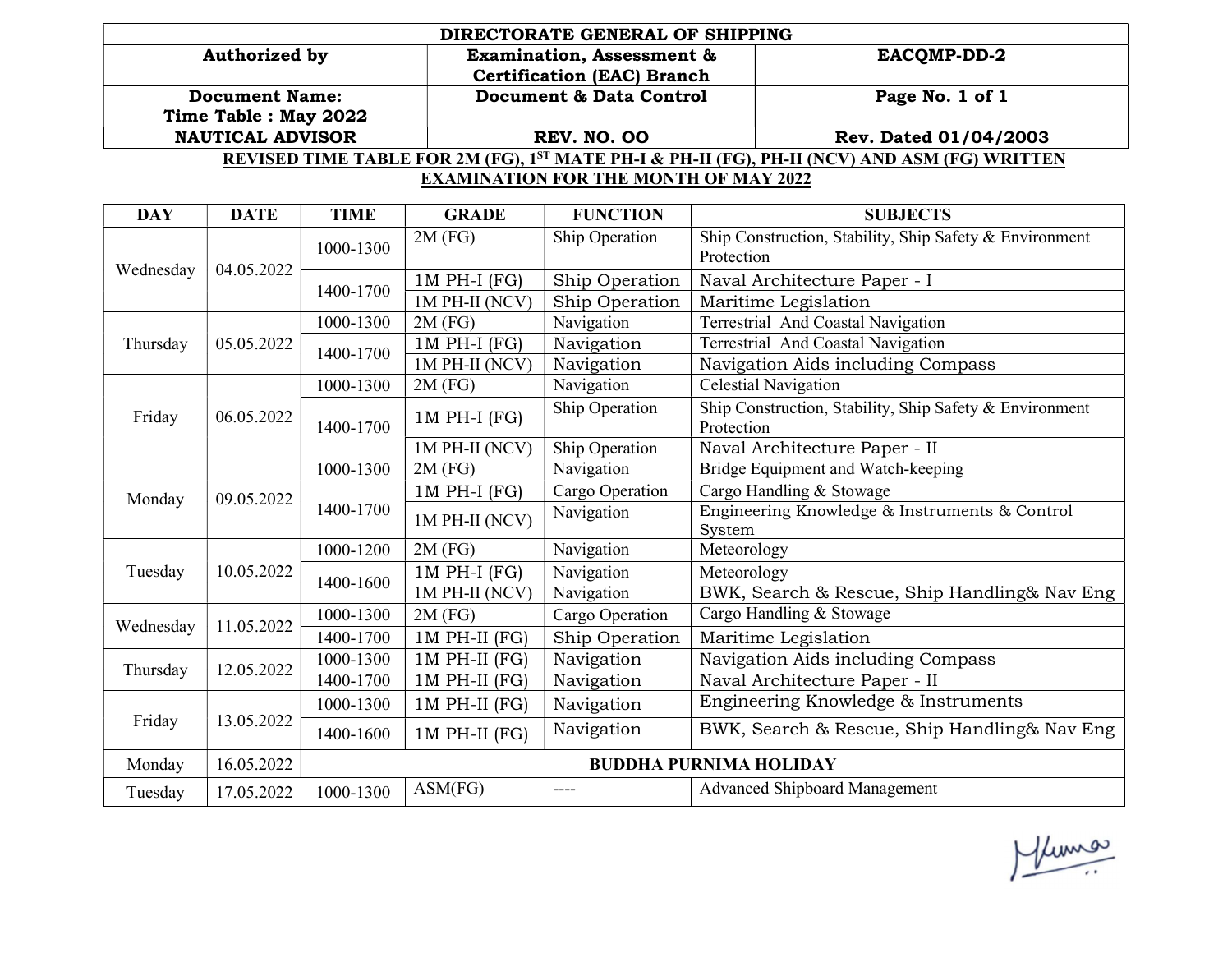| DIRECTORATE GENERAL OF SHIPPING | | |
|---|---|---|
| **Authorized by** | **Examination, Assessment & Certification (EAC) Branch** | **EACQMP-DD-2** |
| **Document Name: Time Table : May 2022** | **Document & Data Control** | **Page No. 1 of 1** |
| **NAUTICAL ADVISOR** | **REV. NO. OO** | **Rev. Dated 01/04/2003** |

**REVISED TIME TABLE FOR 2M (FG), 1ST MATE PH-I & PH-II (FG), PH-II (NCV) AND ASM (FG) WRITTEN EXAMINATION FOR THE MONTH OF MAY 2022**

| DAY | DATE | TIME | GRADE | FUNCTION | SUBJECTS |
|---|---|---|---|---|---|
| Wednesday | 04.05.2022 | 1000-1300 | 2M (FG) | Ship Operation | Ship Construction, Stability, Ship Safety & Environment Protection |
| | | 1400-1700 | 1M PH-I (FG) | Ship Operation | Naval Architecture Paper - I |
| | | | 1M PH-II (NCV) | Ship Operation | Maritime Legislation |
| Thursday | 05.05.2022 | 1000-1300 | 2M (FG) | Navigation | Terrestrial And Coastal Navigation |
| | | 1400-1700 | 1M PH-I (FG) | Navigation | Terrestrial And Coastal Navigation |
| | | | 1M PH-II (NCV) | Navigation | Navigation Aids including Compass |
| Friday | 06.05.2022 | 1000-1300 | 2M (FG) | Navigation | Celestial Navigation |
| | | 1400-1700 | 1M PH-I (FG) | Ship Operation | Ship Construction, Stability, Ship Safety & Environment Protection |
| | | | 1M PH-II (NCV) | Ship Operation | Naval Architecture Paper - II |
| Monday | 09.05.2022 | 1000-1300 | 2M (FG) | Navigation | Bridge Equipment and Watch-keeping |
| | | 1400-1700 | 1M PH-I (FG) | Cargo Operation | Cargo Handling & Stowage |
| | | | 1M PH-II (NCV) | Navigation | Engineering Knowledge & Instruments & Control System |
| Tuesday | 10.05.2022 | 1000-1200 | 2M (FG) | Navigation | Meteorology |
| | | 1400-1600 | 1M PH-I (FG) | Navigation | Meteorology |
| | | | 1M PH-II (NCV) | Navigation | BWK, Search & Rescue, Ship Handling& Nav Eng |
| Wednesday | 11.05.2022 | 1000-1300 | 2M (FG) | Cargo Operation | Cargo Handling & Stowage |
| | | 1400-1700 | 1M PH-II (FG) | Ship Operation | Maritime Legislation |
| Thursday | 12.05.2022 | 1000-1300 | 1M PH-II (FG) | Navigation | Navigation Aids including Compass |
| | | 1400-1700 | 1M PH-II (FG) | Navigation | Naval Architecture Paper - II |
| Friday | 13.05.2022 | 1000-1300 | 1M PH-II (FG) | Navigation | Engineering Knowledge & Instruments |
| | | 1400-1600 | 1M PH-II (FG) | Navigation | BWK, Search & Rescue, Ship Handling& Nav Eng |
| Monday | 16.05.2022 | **BUDDHA PURNIMA HOLIDAY** | | | |
| Tuesday | 17.05.2022 | 1000-1300 | ASM(FG) | ---- | Advanced Shipboard Management |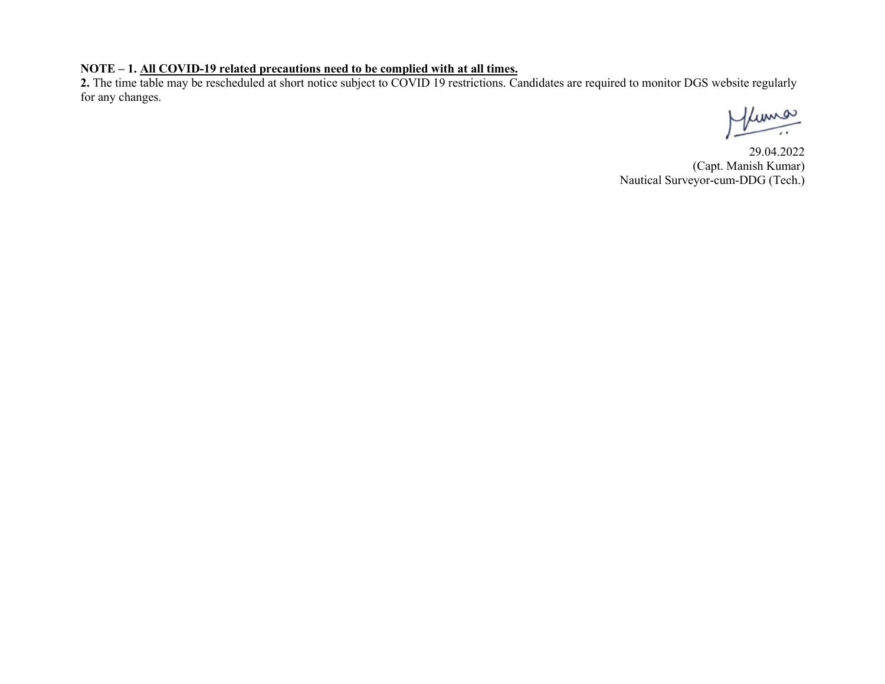**NOTE – 1. <u>All COVID-19 related precautions need to be complied with at all times.</u>**
**2.** The time table may be rescheduled at short notice subject to COVID 19 restrictions. Candidates are required to monitor DGS website regularly for any changes.

29.04.2022
(Capt. Manish Kumar)
Nautical Surveyor-cum-DDG (Tech.)